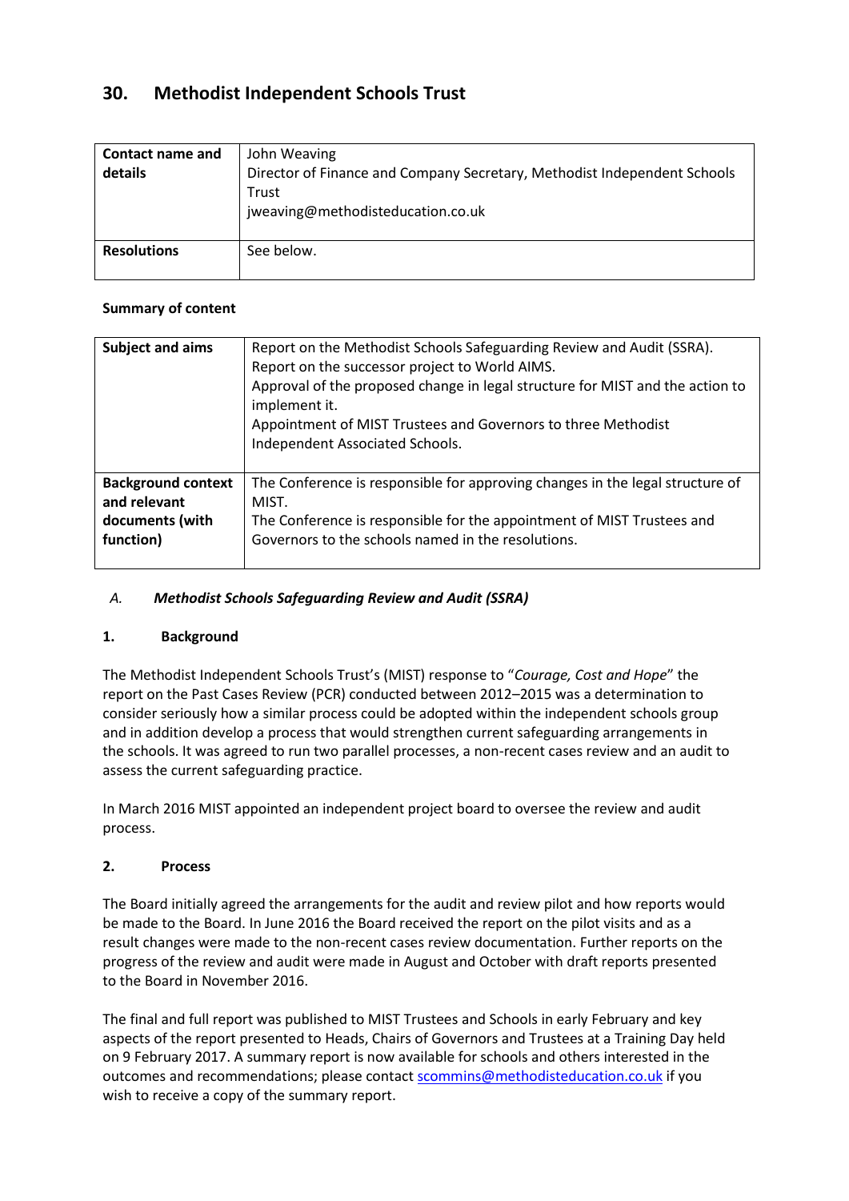# 30. Methodist Independent Schools Trust

| **Contact name and details** | John Weaving<br>Director of Finance and Company Secretary, Methodist Independent Schools Trust<br>jweaving@methodisteducation.co.uk |
|---|---|
| **Resolutions** | See below. |

**Summary of content**

| **Subject and aims** | Report on the Methodist Schools Safeguarding Review and Audit (SSRA).<br>Report on the successor project to World AIMS.<br>Approval of the proposed change in legal structure for MIST and the action to implement it.<br>Appointment of MIST Trustees and Governors to three Methodist Independent Associated Schools. |
|---|---|
| **Background context and relevant documents (with function)** | The Conference is responsible for approving changes in the legal structure of MIST.<br>The Conference is responsible for the appointment of MIST Trustees and Governors to the schools named in the resolutions. |

## *A. Methodist Schools Safeguarding Review and Audit (SSRA)*

### 1. Background

The Methodist Independent Schools Trust's (MIST) response to "*Courage, Cost and Hope*" the report on the Past Cases Review (PCR) conducted between 2012–2015 was a determination to consider seriously how a similar process could be adopted within the independent schools group and in addition develop a process that would strengthen current safeguarding arrangements in the schools. It was agreed to run two parallel processes, a non-recent cases review and an audit to assess the current safeguarding practice.

In March 2016 MIST appointed an independent project board to oversee the review and audit process.

### 2. Process

The Board initially agreed the arrangements for the audit and review pilot and how reports would be made to the Board. In June 2016 the Board received the report on the pilot visits and as a result changes were made to the non-recent cases review documentation. Further reports on the progress of the review and audit were made in August and October with draft reports presented to the Board in November 2016.

The final and full report was published to MIST Trustees and Schools in early February and key aspects of the report presented to Heads, Chairs of Governors and Trustees at a Training Day held on 9 February 2017. A summary report is now available for schools and others interested in the outcomes and recommendations; please contact scommins@methodisteducation.co.uk if you wish to receive a copy of the summary report.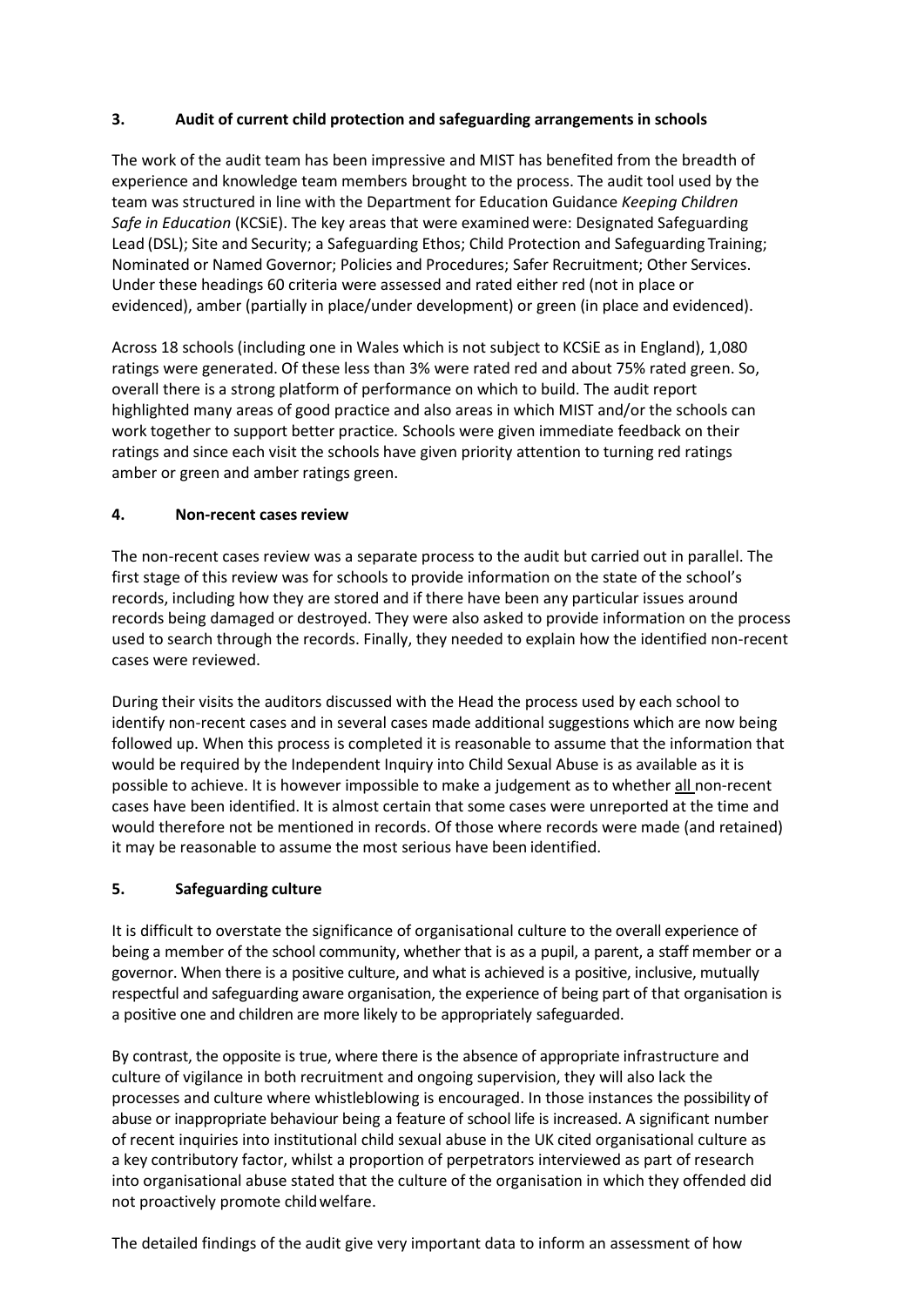## 3. Audit of current child protection and safeguarding arrangements in schools

The work of the audit team has been impressive and MIST has benefited from the breadth of experience and knowledge team members brought to the process. The audit tool used by the team was structured in line with the Department for Education Guidance *Keeping Children Safe in Education* (KCSiE). The key areas that were examined were: Designated Safeguarding Lead (DSL); Site and Security; a Safeguarding Ethos; Child Protection and Safeguarding Training; Nominated or Named Governor; Policies and Procedures; Safer Recruitment; Other Services. Under these headings 60 criteria were assessed and rated either red (not in place or evidenced), amber (partially in place/under development) or green (in place and evidenced).

Across 18 schools (including one in Wales which is not subject to KCSiE as in England), 1,080 ratings were generated. Of these less than 3% were rated red and about 75% rated green. So, overall there is a strong platform of performance on which to build. The audit report highlighted many areas of good practice and also areas in which MIST and/or the schools can work together to support better practice*.* Schools were given immediate feedback on their ratings and since each visit the schools have given priority attention to turning red ratings amber or green and amber ratings green.

## 4. Non-recent cases review

The non-recent cases review was a separate process to the audit but carried out in parallel. The first stage of this review was for schools to provide information on the state of the school's records, including how they are stored and if there have been any particular issues around records being damaged or destroyed. They were also asked to provide information on the process used to search through the records. Finally, they needed to explain how the identified non-recent cases were reviewed.

During their visits the auditors discussed with the Head the process used by each school to identify non-recent cases and in several cases made additional suggestions which are now being followed up. When this process is completed it is reasonable to assume that the information that would be required by the Independent Inquiry into Child Sexual Abuse is as available as it is possible to achieve. It is however impossible to make a judgement as to whether <u>all</u> non-recent cases have been identified. It is almost certain that some cases were unreported at the time and would therefore not be mentioned in records. Of those where records were made (and retained) it may be reasonable to assume the most serious have been identified.

## 5. Safeguarding culture

It is difficult to overstate the significance of organisational culture to the overall experience of being a member of the school community, whether that is as a pupil, a parent, a staff member or a governor. When there is a positive culture, and what is achieved is a positive, inclusive, mutually respectful and safeguarding aware organisation, the experience of being part of that organisation is a positive one and children are more likely to be appropriately safeguarded.

By contrast, the opposite is true, where there is the absence of appropriate infrastructure and culture of vigilance in both recruitment and ongoing supervision, they will also lack the processes and culture where whistleblowing is encouraged. In those instances the possibility of abuse or inappropriate behaviour being a feature of school life is increased. A significant number of recent inquiries into institutional child sexual abuse in the UK cited organisational culture as a key contributory factor, whilst a proportion of perpetrators interviewed as part of research into organisational abuse stated that the culture of the organisation in which they offended did not proactively promote child welfare.

The detailed findings of the audit give very important data to inform an assessment of how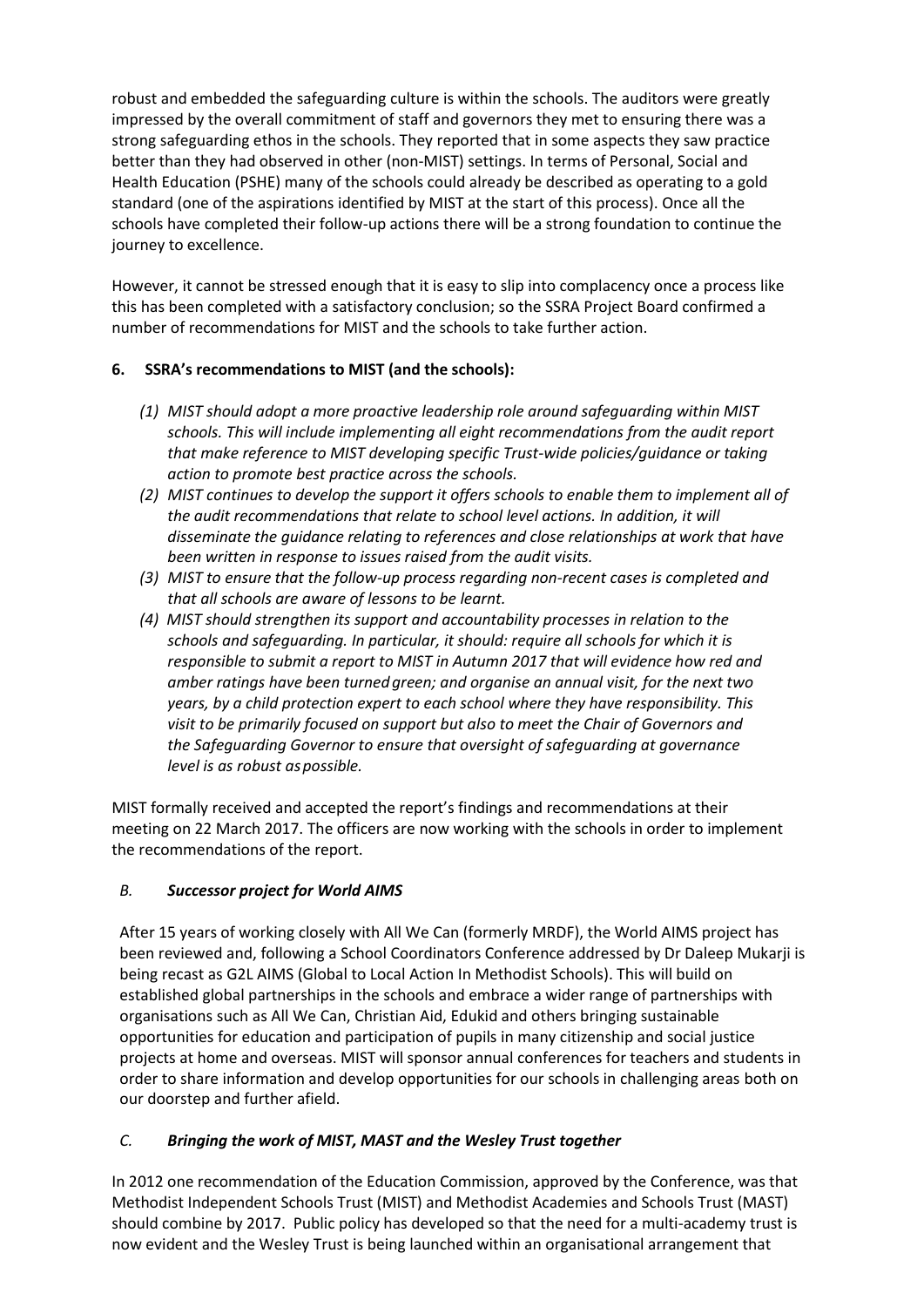robust and embedded the safeguarding culture is within the schools. The auditors were greatly impressed by the overall commitment of staff and governors they met to ensuring there was a strong safeguarding ethos in the schools. They reported that in some aspects they saw practice better than they had observed in other (non-MIST) settings. In terms of Personal, Social and Health Education (PSHE) many of the schools could already be described as operating to a gold standard (one of the aspirations identified by MIST at the start of this process). Once all the schools have completed their follow-up actions there will be a strong foundation to continue the journey to excellence.

However, it cannot be stressed enough that it is easy to slip into complacency once a process like this has been completed with a satisfactory conclusion; so the SSRA Project Board confirmed a number of recommendations for MIST and the schools to take further action.

## 6. SSRA's recommendations to MIST (and the schools):

*(1) MIST should adopt a more proactive leadership role around safeguarding within MIST schools. This will include implementing all eight recommendations from the audit report that make reference to MIST developing specific Trust-wide policies/guidance or taking action to promote best practice across the schools.*

*(2) MIST continues to develop the support it offers schools to enable them to implement all of the audit recommendations that relate to school level actions. In addition, it will disseminate the guidance relating to references and close relationships at work that have been written in response to issues raised from the audit visits.*

*(3) MIST to ensure that the follow-up process regarding non-recent cases is completed and that all schools are aware of lessons to be learnt.*

*(4) MIST should strengthen its support and accountability processes in relation to the schools and safeguarding. In particular, it should: require all schools for which it is responsible to submit a report to MIST in Autumn 2017 that will evidence how red and amber ratings have been turned green; and organise an annual visit, for the next two years, by a child protection expert to each school where they have responsibility. This visit to be primarily focused on support but also to meet the Chair of Governors and the Safeguarding Governor to ensure that oversight of safeguarding at governance level is as robust as possible.*

MIST formally received and accepted the report's findings and recommendations at their meeting on 22 March 2017. The officers are now working with the schools in order to implement the recommendations of the report.

### *B. Successor project for World AIMS*

After 15 years of working closely with All We Can (formerly MRDF), the World AIMS project has been reviewed and, following a School Coordinators Conference addressed by Dr Daleep Mukarji is being recast as G2L AIMS (Global to Local Action In Methodist Schools). This will build on established global partnerships in the schools and embrace a wider range of partnerships with organisations such as All We Can, Christian Aid, Edukid and others bringing sustainable opportunities for education and participation of pupils in many citizenship and social justice projects at home and overseas. MIST will sponsor annual conferences for teachers and students in order to share information and develop opportunities for our schools in challenging areas both on our doorstep and further afield.

### *C. Bringing the work of MIST, MAST and the Wesley Trust together*

In 2012 one recommendation of the Education Commission, approved by the Conference, was that Methodist Independent Schools Trust (MIST) and Methodist Academies and Schools Trust (MAST) should combine by 2017. Public policy has developed so that the need for a multi-academy trust is now evident and the Wesley Trust is being launched within an organisational arrangement that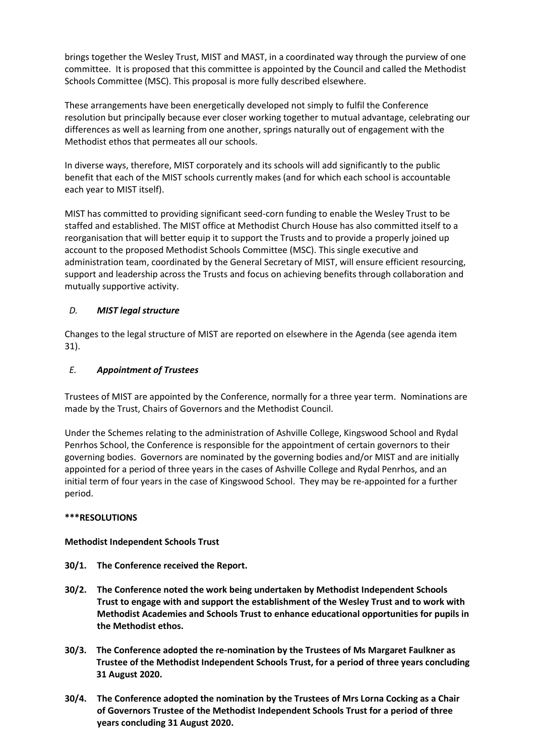brings together the Wesley Trust, MIST and MAST, in a coordinated way through the purview of one committee. It is proposed that this committee is appointed by the Council and called the Methodist Schools Committee (MSC). This proposal is more fully described elsewhere.

These arrangements have been energetically developed not simply to fulfil the Conference resolution but principally because ever closer working together to mutual advantage, celebrating our differences as well as learning from one another, springs naturally out of engagement with the Methodist ethos that permeates all our schools.

In diverse ways, therefore, MIST corporately and its schools will add significantly to the public benefit that each of the MIST schools currently makes (and for which each school is accountable each year to MIST itself).

MIST has committed to providing significant seed-corn funding to enable the Wesley Trust to be staffed and established. The MIST office at Methodist Church House has also committed itself to a reorganisation that will better equip it to support the Trusts and to provide a properly joined up account to the proposed Methodist Schools Committee (MSC). This single executive and administration team, coordinated by the General Secretary of MIST, will ensure efficient resourcing, support and leadership across the Trusts and focus on achieving benefits through collaboration and mutually supportive activity.

### *D. MIST legal structure*

Changes to the legal structure of MIST are reported on elsewhere in the Agenda (see agenda item 31).

### *E. Appointment of Trustees*

Trustees of MIST are appointed by the Conference, normally for a three year term. Nominations are made by the Trust, Chairs of Governors and the Methodist Council.

Under the Schemes relating to the administration of Ashville College, Kingswood School and Rydal Penrhos School, the Conference is responsible for the appointment of certain governors to their governing bodies. Governors are nominated by the governing bodies and/or MIST and are initially appointed for a period of three years in the cases of Ashville College and Rydal Penrhos, and an initial term of four years in the case of Kingswood School. They may be re-appointed for a further period.

**\*\*\*RESOLUTIONS**

**Methodist Independent Schools Trust**

**30/1. The Conference received the Report.**

**30/2. The Conference noted the work being undertaken by Methodist Independent Schools Trust to engage with and support the establishment of the Wesley Trust and to work with Methodist Academies and Schools Trust to enhance educational opportunities for pupils in the Methodist ethos.**

**30/3. The Conference adopted the re-nomination by the Trustees of Ms Margaret Faulkner as Trustee of the Methodist Independent Schools Trust, for a period of three years concluding 31 August 2020.**

**30/4. The Conference adopted the nomination by the Trustees of Mrs Lorna Cocking as a Chair of Governors Trustee of the Methodist Independent Schools Trust for a period of three years concluding 31 August 2020.**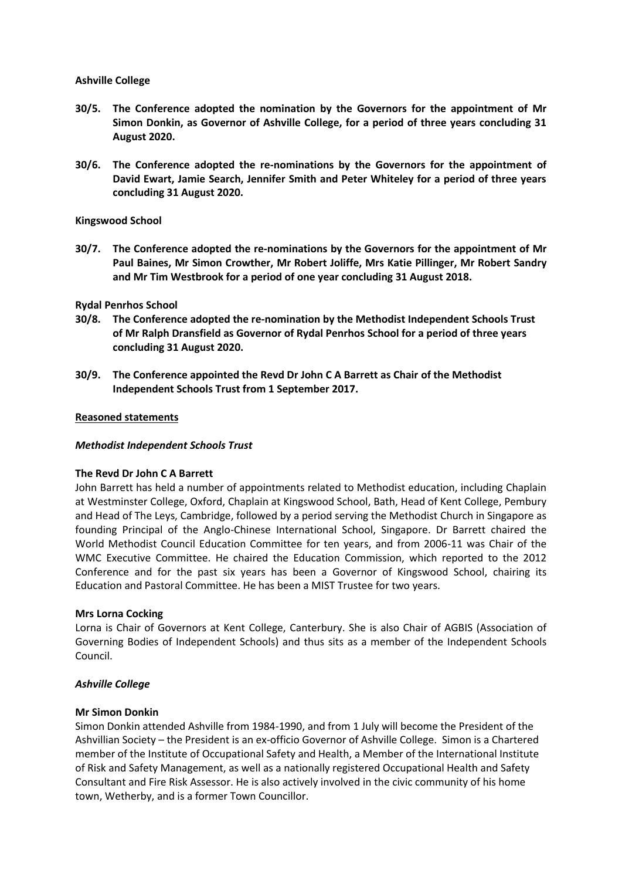**Ashville College**

**30/5. The Conference adopted the nomination by the Governors for the appointment of Mr Simon Donkin, as Governor of Ashville College, for a period of three years concluding 31 August 2020.**

**30/6. The Conference adopted the re-nominations by the Governors for the appointment of David Ewart, Jamie Search, Jennifer Smith and Peter Whiteley for a period of three years concluding 31 August 2020.**

**Kingswood School**

**30/7. The Conference adopted the re-nominations by the Governors for the appointment of Mr Paul Baines, Mr Simon Crowther, Mr Robert Joliffe, Mrs Katie Pillinger, Mr Robert Sandry and Mr Tim Westbrook for a period of one year concluding 31 August 2018.**

**Rydal Penrhos School**

**30/8. The Conference adopted the re-nomination by the Methodist Independent Schools Trust of Mr Ralph Dransfield as Governor of Rydal Penrhos School for a period of three years concluding 31 August 2020.**

**30/9. The Conference appointed the Revd Dr John C A Barrett as Chair of the Methodist Independent Schools Trust from 1 September 2017.**

**Reasoned statements**

***Methodist Independent Schools Trust***

**The Revd Dr John C A Barrett**

John Barrett has held a number of appointments related to Methodist education, including Chaplain at Westminster College, Oxford, Chaplain at Kingswood School, Bath, Head of Kent College, Pembury and Head of The Leys, Cambridge, followed by a period serving the Methodist Church in Singapore as founding Principal of the Anglo-Chinese International School, Singapore. Dr Barrett chaired the World Methodist Council Education Committee for ten years, and from 2006-11 was Chair of the WMC Executive Committee. He chaired the Education Commission, which reported to the 2012 Conference and for the past six years has been a Governor of Kingswood School, chairing its Education and Pastoral Committee. He has been a MIST Trustee for two years.

**Mrs Lorna Cocking**

Lorna is Chair of Governors at Kent College, Canterbury. She is also Chair of AGBIS (Association of Governing Bodies of Independent Schools) and thus sits as a member of the Independent Schools Council.

***Ashville College***

**Mr Simon Donkin**

Simon Donkin attended Ashville from 1984-1990, and from 1 July will become the President of the Ashvillian Society – the President is an ex-officio Governor of Ashville College. Simon is a Chartered member of the Institute of Occupational Safety and Health, a Member of the International Institute of Risk and Safety Management, as well as a nationally registered Occupational Health and Safety Consultant and Fire Risk Assessor. He is also actively involved in the civic community of his home town, Wetherby, and is a former Town Councillor.